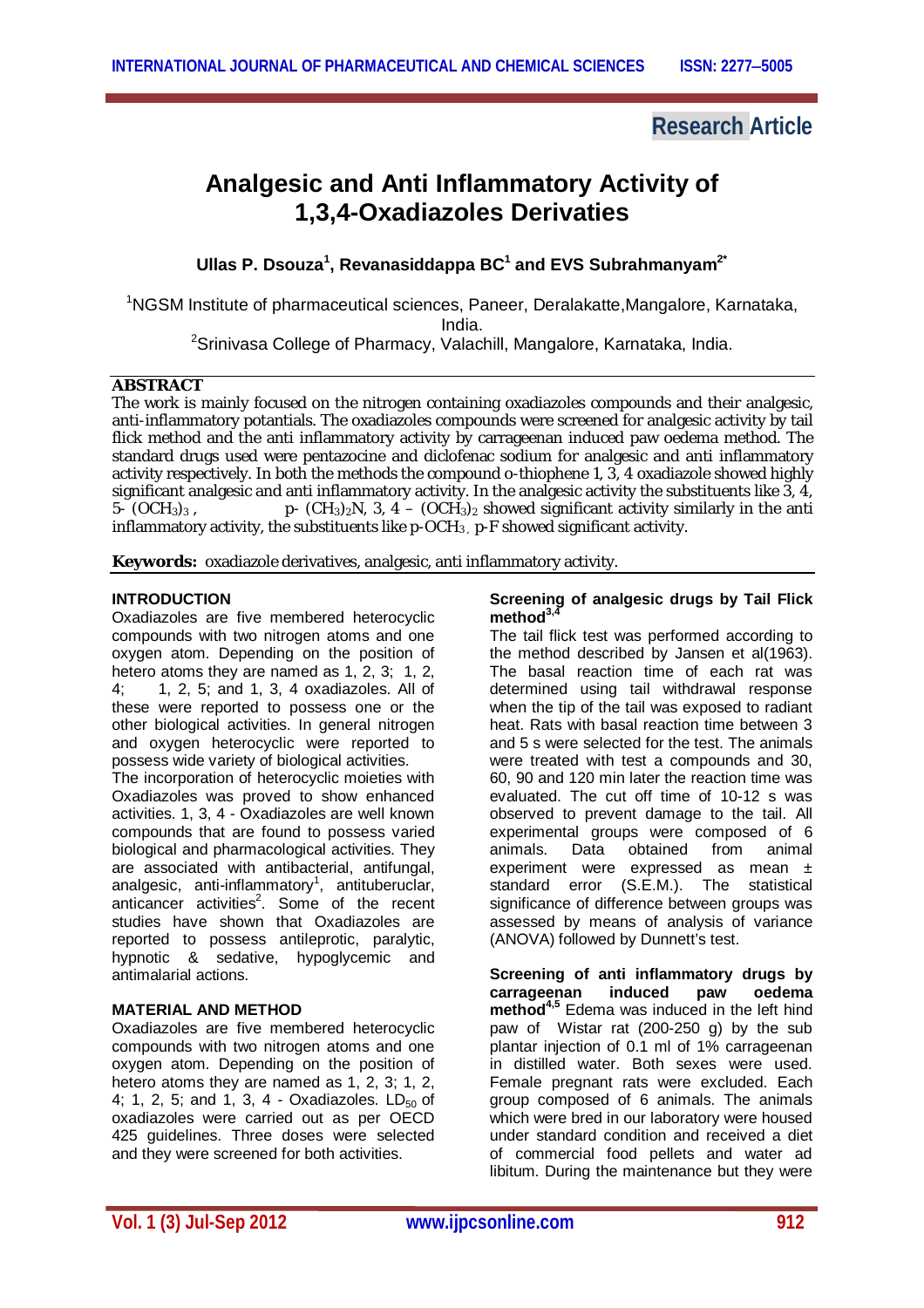Research Article

# Analgesic and Anti Inflammatory Activity of 1,3,4-Oxadiazoles Derivaties

**Ullas P. Dsouza[1], Revanasiddappa BC[1] and EVS Subrahmanyam[2*]**

[1]NGSM Institute of pharmaceutical sciences, Paneer, Deralakatte,Mangalore, Karnataka, India.

[2]Srinivasa College of Pharmacy, Valachill, Mangalore, Karnataka, India.

## ABSTRACT

The work is mainly focused on the nitrogen containing oxadiazoles compounds and their analgesic, anti-inflammatory potantials. The oxadiazoles compounds were screened for analgesic activity by tail flick method and the anti inflammatory activity by carrageenan induced paw oedema method. The standard drugs used were pentazocine and diclofenac sodium for analgesic and anti inflammatory activity respectively. In both the methods the compound o-thiophene 1, 3, 4 oxadiazole showed highly significant analgesic and anti inflammatory activity. In the analgesic activity the substituents like 3, 4, 5- $(OCH_3)_3$ , p- $(CH_3)_2N$, 3, 4 – $(OCH_3)_2$ showed significant activity similarly in the anti inflammatory activity, the substituents like p-$OCH_3$ , p-F showed significant activity.

**Keywords:** oxadiazole derivatives, analgesic, anti inflammatory activity.

## INTRODUCTION

Oxadiazoles are five membered heterocyclic compounds with two nitrogen atoms and one oxygen atom. Depending on the position of hetero atoms they are named as 1, 2, 3; 1, 2, 4; 1, 2, 5; and 1, 3, 4 oxadiazoles. All of these were reported to possess one or the other biological activities. In general nitrogen and oxygen heterocyclic were reported to possess wide variety of biological activities.

The incorporation of heterocyclic moieties with Oxadiazoles was proved to show enhanced activities. 1, 3, 4 - Oxadiazoles are well known compounds that are found to possess varied biological and pharmacological activities. They are associated with antibacterial, antifungal, analgesic, anti-inflammatory[1], antituberuclar, anticancer activities[2]. Some of the recent studies have shown that Oxadiazoles are reported to possess antileprotic, paralytic, hypnotic & sedative, hypoglycemic and antimalarial actions.

## MATERIAL AND METHOD

Oxadiazoles are five membered heterocyclic compounds with two nitrogen atoms and one oxygen atom. Depending on the position of hetero atoms they are named as 1, 2, 3; 1, 2, 4; 1, 2, 5; and 1, 3, 4 - Oxadiazoles. $LD_{50}$ of oxadiazoles were carried out as per OECD 425 guidelines. Three doses were selected and they were screened for both activities.

### Screening of analgesic drugs by Tail Flick method[3,4]

The tail flick test was performed according to the method described by Jansen et al(1963). The basal reaction time of each rat was determined using tail withdrawal response when the tip of the tail was exposed to radiant heat. Rats with basal reaction time between 3 and 5 s were selected for the test. The animals were treated with test a compounds and 30, 60, 90 and 120 min later the reaction time was evaluated. The cut off time of 10-12 s was observed to prevent damage to the tail. All experimental groups were composed of 6 animals. Data obtained from animal experiment were expressed as mean ± standard error (S.E.M.). The statistical significance of difference between groups was assessed by means of analysis of variance (ANOVA) followed by Dunnett's test.

### Screening of anti inflammatory drugs by carrageenan induced paw oedema method[4,5]

Edema was induced in the left hind paw of Wistar rat (200-250 g) by the sub plantar injection of 0.1 ml of 1% carrageenan in distilled water. Both sexes were used. Female pregnant rats were excluded. Each group composed of 6 animals. The animals which were bred in our laboratory were housed under standard condition and received a diet of commercial food pellets and water ad libitum. During the maintenance but they were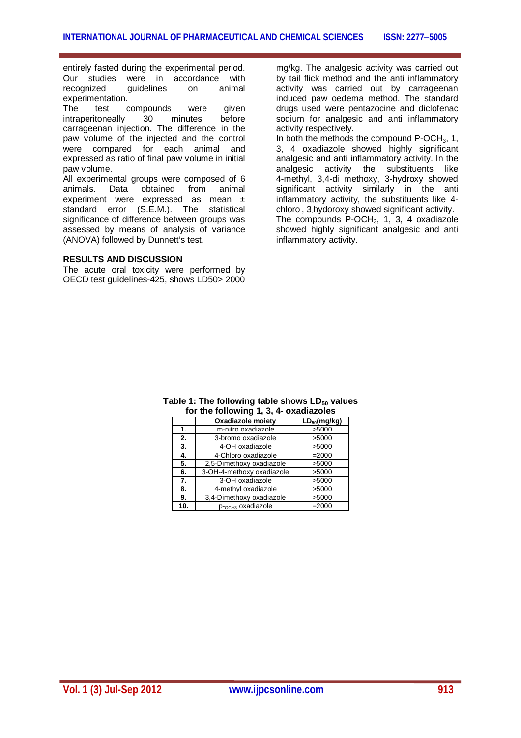entirely fasted during the experimental period. Our studies were in accordance with recognized guidelines on animal experimentation.

The test compounds were given intraperitoneally 30 minutes before carrageenan injection. The difference in the paw volume of the injected and the control were compared for each animal and expressed as ratio of final paw volume in initial paw volume.

All experimental groups were composed of 6 animals. Data obtained from animal experiment were expressed as mean ± standard error (S.E.M.). The statistical significance of difference between groups was assessed by means of analysis of variance (ANOVA) followed by Dunnett's test.

## RESULTS AND DISCUSSION

The acute oral toxicity were performed by OECD test guidelines-425, shows LD50> 2000 mg/kg. The analgesic activity was carried out by tail flick method and the anti inflammatory activity was carried out by carrageenan induced paw oedema method. The standard drugs used were pentazocine and diclofenac sodium for analgesic and anti inflammatory activity respectively.

In both the methods the compound P-$OCH_3$, 1, 3, 4 oxadiazole showed highly significant analgesic and anti inflammatory activity. In the analgesic activity the substituents like 4-methyl, 3,4-di methoxy, 3-hydroxy showed significant activity similarly in the anti inflammatory activity, the substituents like 4-chloro , 3.hydoxy showed significant activity.

The compounds P-$OCH_3$, 1, 3, 4 oxadiazole showed highly significant analgesic and anti inflammatory activity.

**Table 1: The following table shows $LD_{50}$ values for the following 1, 3, 4- oxadiazoles**

| | Oxadiazole moiety | $LD_{50}$(mg/kg) |
|---|---|---|
| 1. | m-nitro oxadiazole | >5000 |
| 2. | 3-bromo oxadiazole | >5000 |
| 3. | 4-OH oxadiazole | >5000 |
| 4. | 4-Chloro oxadiazole | =2000 |
| 5. | 2,5-Dimethoxy oxadiazole | >5000 |
| 6. | 3-OH-4-methoxy oxadiazole | >5000 |
| 7. | 3-OH oxadiazole | >5000 |
| 8. | 4-methyl oxadiazole | >5000 |
| 9. | 3,4-Dimethoxy oxadiazole | >5000 |
| 10. | $p_{-OCH_3}$ oxadiazole | =2000 |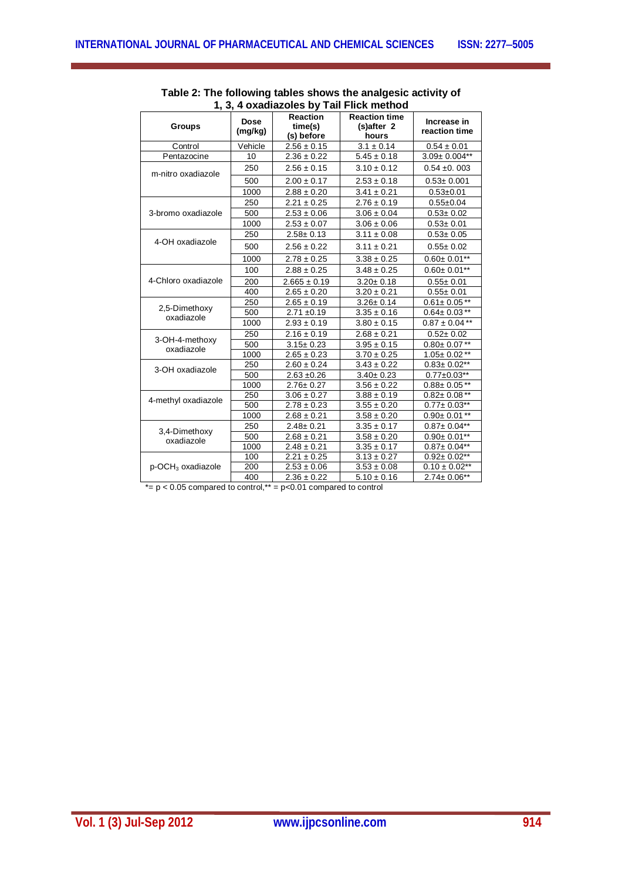**Table 2: The following tables shows the analgesic activity of 1, 3, 4 oxadiazoles by Tail Flick method**

| Groups | Dose (mg/kg) | Reaction time(s) (s) before | Reaction time (s)after 2 hours | Increase in reaction time |
|---|---|---|---|---|
| Control | Vehicle | 2.56 ± 0.15 | 3.1 ± 0.14 | 0.54 ± 0.01 |
| Pentazocine | 10 | 2.36 ± 0.22 | 5.45 ± 0.18 | 3.09± 0.004** |
| m-nitro oxadiazole | 250 | 2.56 ± 0.15 | 3.10 ± 0.12 | 0.54 ±0. 003 |
| | 500 | 2.00 ± 0.17 | 2.53 ± 0.18 | 0.53± 0.001 |
| | 1000 | 2.88 ± 0.20 | 3.41 ± 0.21 | 0.53±0.01 |
| 3-bromo oxadiazole | 250 | 2.21 ± 0.25 | 2.76 ± 0.19 | 0.55±0.04 |
| | 500 | 2.53 ± 0.06 | 3.06 ± 0.04 | 0.53± 0.02 |
| | 1000 | 2.53 ± 0.07 | 3.06 ± 0.06 | 0.53± 0.01 |
| 4-OH oxadiazole | 250 | 2.58± 0.13 | 3.11 ± 0.08 | 0.53± 0.05 |
| | 500 | 2.56 ± 0.22 | 3.11 ± 0.21 | 0.55± 0.02 |
| | 1000 | 2.78 ± 0.25 | 3.38 ± 0.25 | 0.60± 0.01** |
| 4-Chloro oxadiazole | 100 | 2.88 ± 0.25 | 3.48 ± 0.25 | 0.60± 0.01** |
| | 200 | 2.665 ± 0.19 | 3.20± 0.18 | 0.55± 0.01 |
| | 400 | 2.65 ± 0.20 | 3.20 ± 0.21 | 0.55± 0.01 |
| 2,5-Dimethoxy oxadiazole | 250 | 2.65 ± 0.19 | 3.26± 0.14 | 0.61± 0.05 ** |
| | 500 | 2.71 ±0.19 | 3.35 ± 0.16 | 0.64± 0.03 ** |
| | 1000 | 2.93 ± 0.19 | 3.80 ± 0.15 | 0.87 ± 0.04 ** |
| 3-OH-4-methoxy oxadiazole | 250 | 2.16 ± 0.19 | 2.68 ± 0.21 | 0.52± 0.02 |
| | 500 | 3.15± 0.23 | 3.95 ± 0.15 | 0.80± 0.07 ** |
| | 1000 | 2.65 ± 0.23 | 3.70 ± 0.25 | 1.05± 0.02 ** |
| 3-OH oxadiazole | 250 | 2.60 ± 0.24 | 3.43 ± 0.22 | 0.83± 0.02** |
| | 500 | 2.63 ±0.26 | 3.40± 0.23 | 0.77±0.03** |
| | 1000 | 2.76± 0.27 | 3.56 ± 0.22 | 0.88± 0.05 ** |
| 4-methyl oxadiazole | 250 | 3.06 ± 0.27 | 3.88 ± 0.19 | 0.82± 0.08 ** |
| | 500 | 2.78 ± 0.23 | 3.55 ± 0.20 | 0.77± 0.03** |
| | 1000 | 2.68 ± 0.21 | 3.58 ± 0.20 | 0.90± 0.01 ** |
| 3,4-Dimethoxy oxadiazole | 250 | 2.48± 0.21 | 3.35 ± 0.17 | 0.87± 0.04** |
| | 500 | 2.68 ± 0.21 | 3.58 ± 0.20 | 0.90± 0.01** |
| | 1000 | 2.48 ± 0.21 | 3.35 ± 0.17 | 0.87± 0.04** |
| p-$OCH_3$ oxadiazole | 100 | 2.21 ± 0.25 | 3.13 ± 0.27 | 0.92± 0.02** |
| | 200 | 2.53 ± 0.06 | 3.53 ± 0.08 | 0.10 ± 0.02** |
| | 400 | 2.36 ± 0.22 | 5.10 ± 0.16 | 2.74± 0.06** |

*= $p < 0.05$ compared to control,** = $p<0.01$ compared to control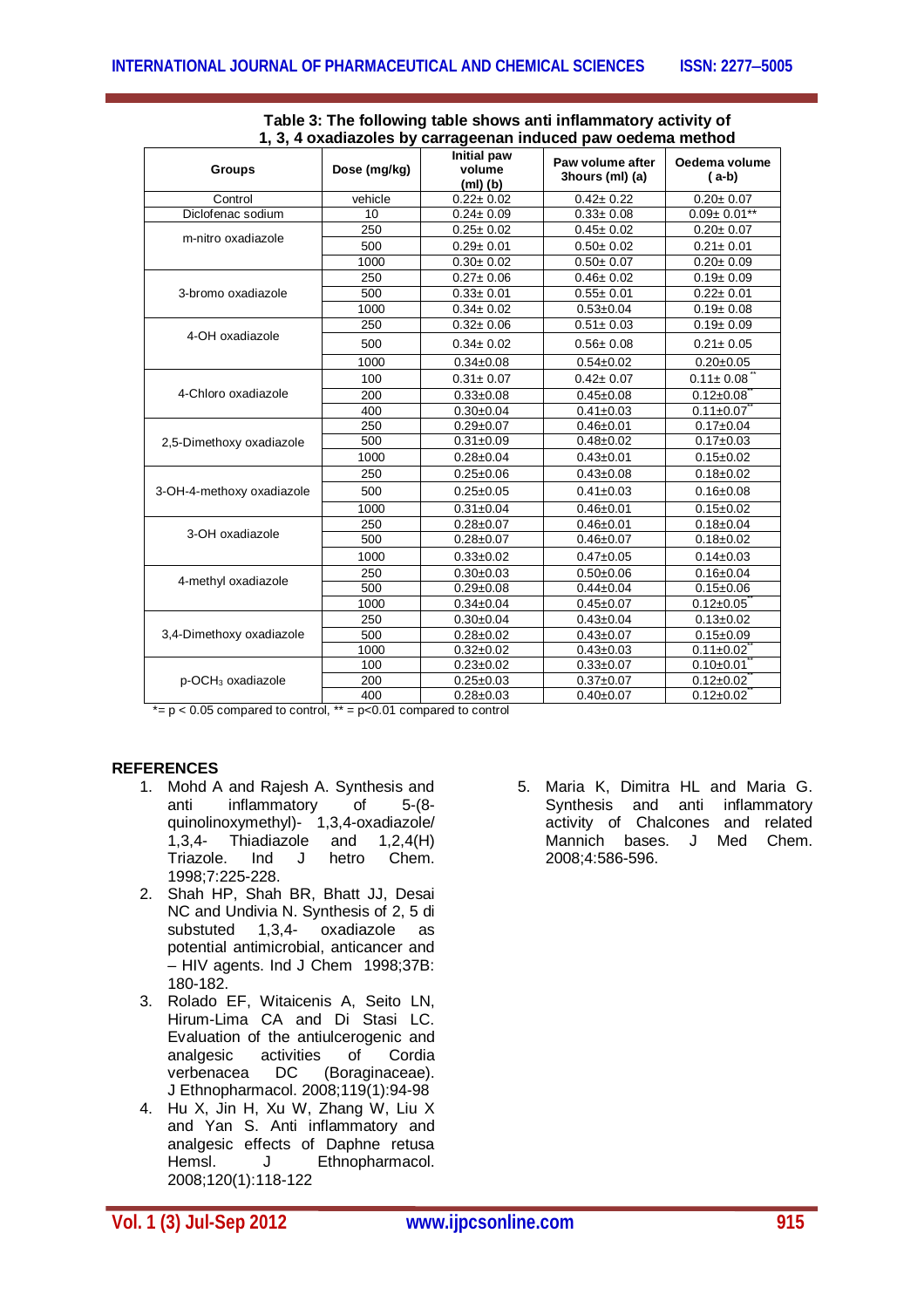**Table 3: The following table shows anti inflammatory activity of 1, 3, 4 oxadiazoles by carrageenan induced paw oedema method**

| Groups | Dose (mg/kg) | Initial paw volume (ml) (b) | Paw volume after 3hours (ml) (a) | Oedema volume ( a-b) |
|---|---|---|---|---|
| Control | vehicle | 0.22± 0.02 | 0.42± 0.22 | 0.20± 0.07 |
| Diclofenac sodium | 10 | 0.24± 0.09 | 0.33± 0.08 | 0.09± 0.01** |
| m-nitro oxadiazole | 250 | 0.25± 0.02 | 0.45± 0.02 | 0.20± 0.07 |
| | 500 | 0.29± 0.01 | 0.50± 0.02 | 0.21± 0.01 |
| | 1000 | 0.30± 0.02 | 0.50± 0.07 | 0.20± 0.09 |
| 3-bromo oxadiazole | 250 | 0.27± 0.06 | 0.46± 0.02 | 0.19± 0.09 |
| | 500 | 0.33± 0.01 | 0.55± 0.01 | 0.22± 0.01 |
| | 1000 | 0.34± 0.02 | 0.53±0.04 | 0.19± 0.08 |
| 4-OH oxadiazole | 250 | 0.32± 0.06 | 0.51± 0.03 | 0.19± 0.09 |
| | 500 | 0.34± 0.02 | 0.56± 0.08 | 0.21± 0.05 |
| | 1000 | 0.34±0.08 | 0.54±0.02 | 0.20±0.05 |
| 4-Chloro oxadiazole | 100 | 0.31± 0.07 | 0.42± 0.07 | 0.11± 0.08** |
| | 200 | 0.33±0.08 | 0.45±0.08 | 0.12±0.08** |
| | 400 | 0.30±0.04 | 0.41±0.03 | 0.11±0.07** |
| 2,5-Dimethoxy oxadiazole | 250 | 0.29±0.07 | 0.46±0.01 | 0.17±0.04 |
| | 500 | 0.31±0.09 | 0.48±0.02 | 0.17±0.03 |
| | 1000 | 0.28±0.04 | 0.43±0.01 | 0.15±0.02 |
| 3-OH-4-methoxy oxadiazole | 250 | 0.25±0.06 | 0.43±0.08 | 0.18±0.02 |
| | 500 | 0.25±0.05 | 0.41±0.03 | 0.16±0.08 |
| | 1000 | 0.31±0.04 | 0.46±0.01 | 0.15±0.02 |
| 3-OH oxadiazole | 250 | 0.28±0.07 | 0.46±0.01 | 0.18±0.04 |
| | 500 | 0.28±0.07 | 0.46±0.07 | 0.18±0.02 |
| | 1000 | 0.33±0.02 | 0.47±0.05 | 0.14±0.03 |
| 4-methyl oxadiazole | 250 | 0.30±0.03 | 0.50±0.06 | 0.16±0.04 |
| | 500 | 0.29±0.08 | 0.44±0.04 | 0.15±0.06 |
| | 1000 | 0.34±0.04 | 0.45±0.07 | 0.12±0.05* |
| 3,4-Dimethoxy oxadiazole | 250 | 0.30±0.04 | 0.43±0.04 | 0.13±0.02 |
| | 500 | 0.28±0.02 | 0.43±0.07 | 0.15±0.09 |
| | 1000 | 0.32±0.02 | 0.43±0.03 | 0.11±0.02** |
| p-$OCH_3$ oxadiazole | 100 | 0.23±0.02 | 0.33±0.07 | 0.10±0.01** |
| | 200 | 0.25±0.03 | 0.37±0.07 | 0.12±0.02** |
| | 400 | 0.28±0.03 | 0.40±0.07 | 0.12±0.02** |

*= $p < 0.05$ compared to control, ** = $p<0.01$ compared to control

## REFERENCES

1. Mohd A and Rajesh A. Synthesis and anti inflammatory of 5-(8-quinolinoxymethyl)- 1,3,4-oxadiazole/ 1,3,4- Thiadiazole and 1,2,4(H) Triazole. Ind J hetro Chem. 1998;7:225-228.
2. Shah HP, Shah BR, Bhatt JJ, Desai NC and Undivia N. Synthesis of 2, 5 di substuted 1,3,4- oxadiazole as potential antimicrobial, anticancer and – HIV agents. Ind J Chem 1998;37B: 180-182.
3. Rolado EF, Witaicenis A, Seito LN, Hirum-Lima CA and Di Stasi LC. Evaluation of the antiulcerogenic and analgesic activities of Cordia verbenacea DC (Boraginaceae). J Ethnopharmacol. 2008;119(1):94-98
4. Hu X, Jin H, Xu W, Zhang W, Liu X and Yan S. Anti inflammatory and analgesic effects of Daphne retusa Hemsl. J Ethnopharmacol. 2008;120(1):118-122
5. Maria K, Dimitra HL and Maria G. Synthesis and anti inflammatory activity of Chalcones and related Mannich bases. J Med Chem. 2008;4:586-596.